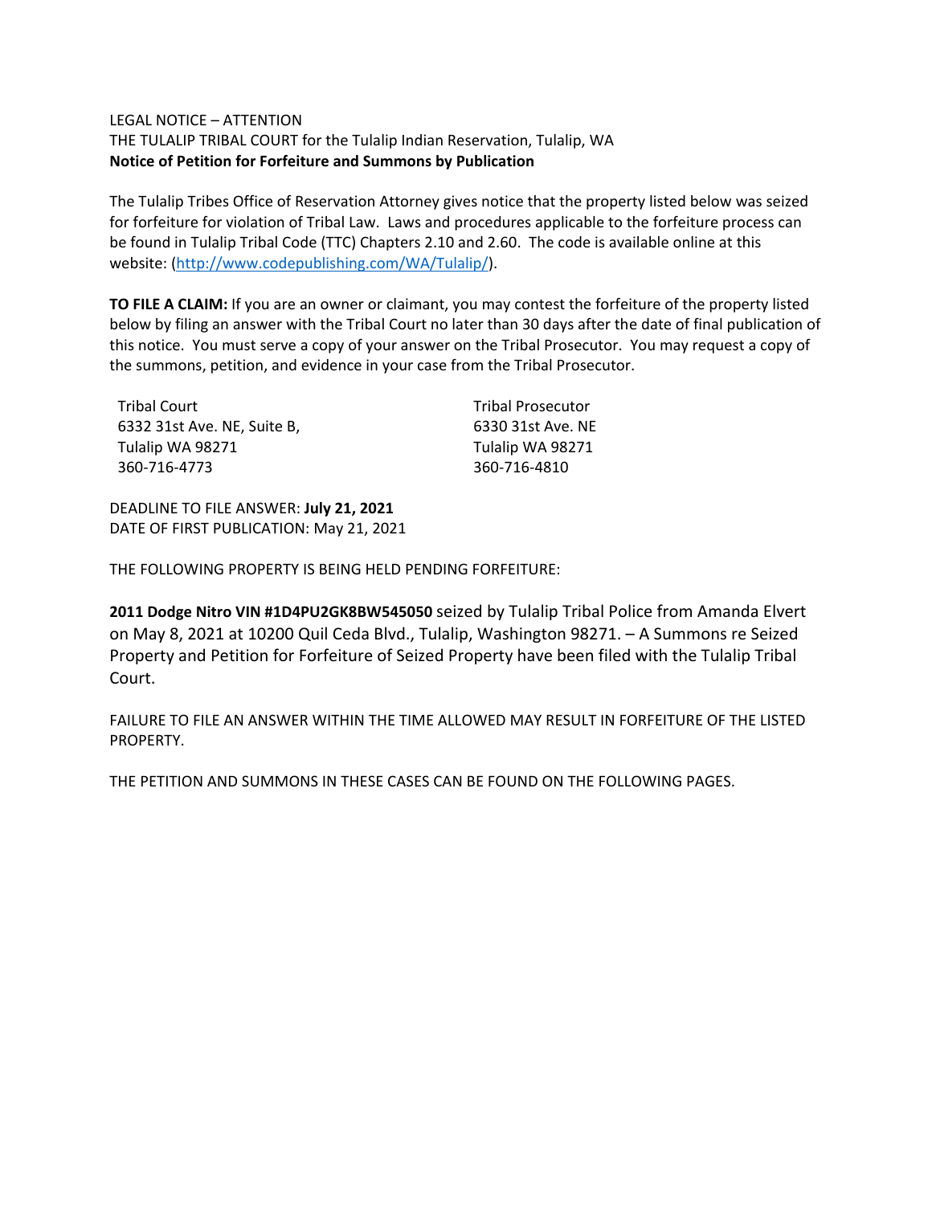LEGAL NOTICE – ATTENTION
THE TULALIP TRIBAL COURT for the Tulalip Indian Reservation, Tulalip, WA
**Notice of Petition for Forfeiture and Summons by Publication**

The Tulalip Tribes Office of Reservation Attorney gives notice that the property listed below was seized for forfeiture for violation of Tribal Law. Laws and procedures applicable to the forfeiture process can be found in Tulalip Tribal Code (TTC) Chapters 2.10 and 2.60. The code is available online at this website: (http://www.codepublishing.com/WA/Tulalip/).

**TO FILE A CLAIM:** If you are an owner or claimant, you may contest the forfeiture of the property listed below by filing an answer with the Tribal Court no later than 30 days after the date of final publication of this notice. You must serve a copy of your answer on the Tribal Prosecutor. You may request a copy of the summons, petition, and evidence in your case from the Tribal Prosecutor.

Tribal Court
6332 31st Ave. NE, Suite B,
Tulalip WA 98271
360-716-4773

Tribal Prosecutor
6330 31st Ave. NE
Tulalip WA 98271
360-716-4810

DEADLINE TO FILE ANSWER: **July 21, 2021**
DATE OF FIRST PUBLICATION: May 21, 2021

THE FOLLOWING PROPERTY IS BEING HELD PENDING FORFEITURE:

**2011 Dodge Nitro VIN #1D4PU2GK8BW545050** seized by Tulalip Tribal Police from Amanda Elvert on May 8, 2021 at 10200 Quil Ceda Blvd., Tulalip, Washington 98271. – A Summons re Seized Property and Petition for Forfeiture of Seized Property have been filed with the Tulalip Tribal Court.

FAILURE TO FILE AN ANSWER WITHIN THE TIME ALLOWED MAY RESULT IN FORFEITURE OF THE LISTED PROPERTY.

THE PETITION AND SUMMONS IN THESE CASES CAN BE FOUND ON THE FOLLOWING PAGES.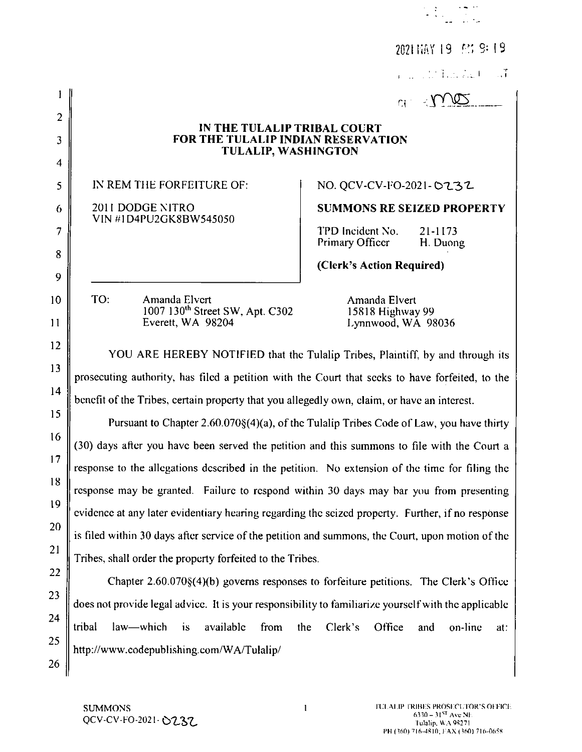2021 MAY 19 AM 9:19

IN THE TULALIP TRIBAL COURT
FOR THE TULALIP INDIAN RESERVATION
TULALIP, WASHINGTON

| IN REM THE FORFEITURE OF:<br><br>2011 DODGE NITRO<br>VIN #1D4PU2GK8BW545050 | NO. QCV-CV-FO-2021-0232<br><br>**SUMMONS RE SEIZED PROPERTY**<br><br>TPD Incident No. 21-1173<br>Primary Officer H. Duong<br><br>**(Clerk's Action Required)** |
|---|---|

TO: Amanda Elvert
1007 130th Street SW, Apt. C302
Everett, WA 98204

Amanda Elvert
15818 Highway 99
Lynnwood, WA 98036

YOU ARE HEREBY NOTIFIED that the Tulalip Tribes, Plaintiff, by and through its prosecuting authority, has filed a petition with the Court that seeks to have forfeited, to the benefit of the Tribes, certain property that you allegedly own, claim, or have an interest.

Pursuant to Chapter 2.60.070§(4)(a), of the Tulalip Tribes Code of Law, you have thirty (30) days after you have been served the petition and this summons to file with the Court a response to the allegations described in the petition. No extension of the time for filing the response may be granted. Failure to respond within 30 days may bar you from presenting evidence at any later evidentiary hearing regarding the seized property. Further, if no response is filed within 30 days after service of the petition and summons, the Court, upon motion of the Tribes, shall order the property forfeited to the Tribes.

Chapter 2.60.070§(4)(b) governs responses to forfeiture petitions. The Clerk's Office does not provide legal advice. It is your responsibility to familiarize yourself with the applicable tribal law—which is available from the Clerk's Office and on-line at: http://www.codepublishing.com/WA/Tulalip/

SUMMONS
QCV-CV-FO-2021-0232

TULALIP TRIBES PROSECUTOR'S OFFICE
6330 – 31ST Ave NE
Tulalip, WA 98271
PH (360) 716-4810, FAX (360) 716-0658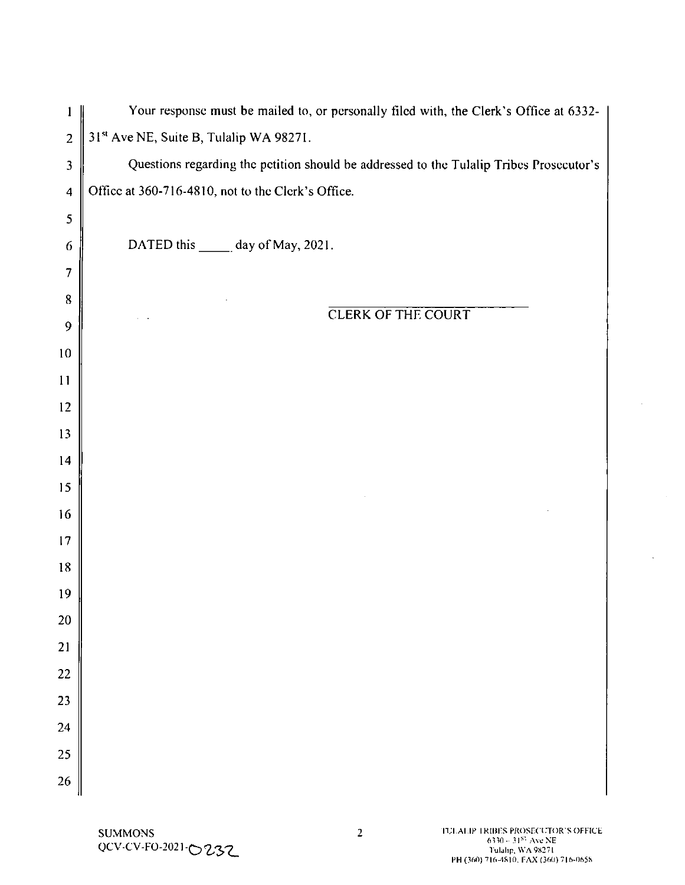Your response must be mailed to, or personally filed with, the Clerk's Office at 6332-31st Ave NE, Suite B, Tulalip WA 98271.

Questions regarding the petition should be addressed to the Tulalip Tribes Prosecutor's Office at 360-716-4810, not to the Clerk's Office.

DATED this _____ day of May, 2021.

_______________________________
CLERK OF THE COURT

SUMMONS
QCV-CV-FO-2021-0232

TULALIP TRIBES PROSECUTOR'S OFFICE
6330 – 31ST Ave NE
Tulalip, WA 98271
PH (360) 716-4810, FAX (360) 716-0658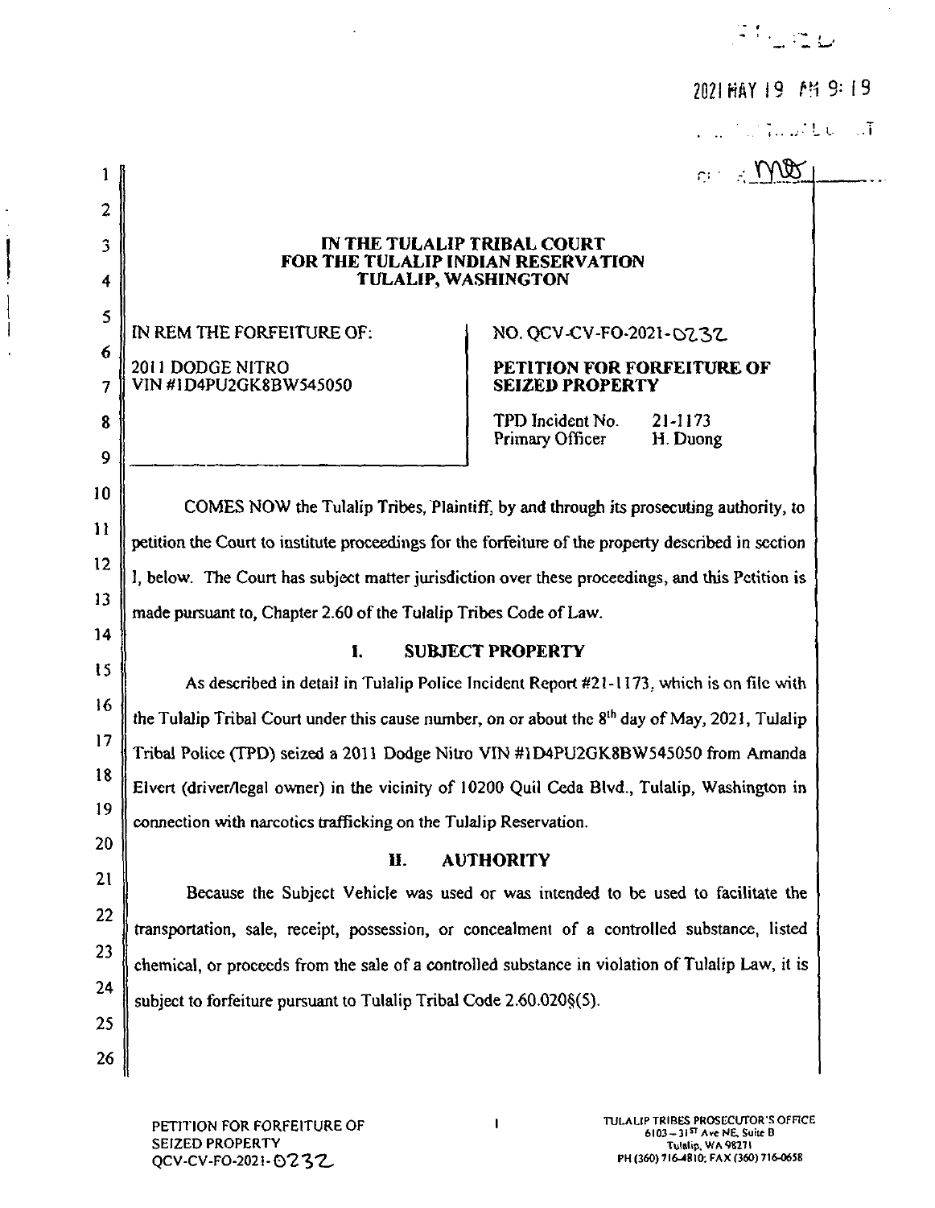FILED

2021 MAY 19 AM 9:19

By: MB

# IN THE TULALIP TRIBAL COURT FOR THE TULALIP INDIAN RESERVATION TULALIP, WASHINGTON

IN REM THE FORFEITURE OF:

2011 DODGE NITRO
VIN #1D4PU2GK8BW545050

NO. QCV-CV-FO-2021-0232

**PETITION FOR FORFEITURE OF SEIZED PROPERTY**

TPD Incident No. 21-1173
Primary Officer H. Duong

COMES NOW the Tulalip Tribes, Plaintiff, by and through its prosecuting authority, to petition the Court to institute proceedings for the forfeiture of the property described in section I, below. The Court has subject matter jurisdiction over these proceedings, and this Petition is made pursuant to, Chapter 2.60 of the Tulalip Tribes Code of Law.

## I. SUBJECT PROPERTY

As described in detail in Tulalip Police Incident Report #21-1173, which is on file with the Tulalip Tribal Court under this cause number, on or about the 8th day of May, 2021, Tulalip Tribal Police (TPD) seized a 2011 Dodge Nitro VIN #1D4PU2GK8BW545050 from Amanda Elvert (driver/legal owner) in the vicinity of 10200 Quil Ceda Blvd., Tulalip, Washington in connection with narcotics trafficking on the Tulalip Reservation.

## II. AUTHORITY

Because the Subject Vehicle was used or was intended to be used to facilitate the transportation, sale, receipt, possession, or concealment of a controlled substance, listed chemical, or proceeds from the sale of a controlled substance in violation of Tulalip Law, it is subject to forfeiture pursuant to Tulalip Tribal Code 2.60.020§(5).

PETITION FOR FORFEITURE OF SEIZED PROPERTY
QCV-CV-FO-2021-0232

TULALIP TRIBES PROSECUTOR'S OFFICE
6103 – 31ST Ave NE, Suite B
Tulalip, WA 98271
PH (360) 716-4810; FAX (360) 716-0658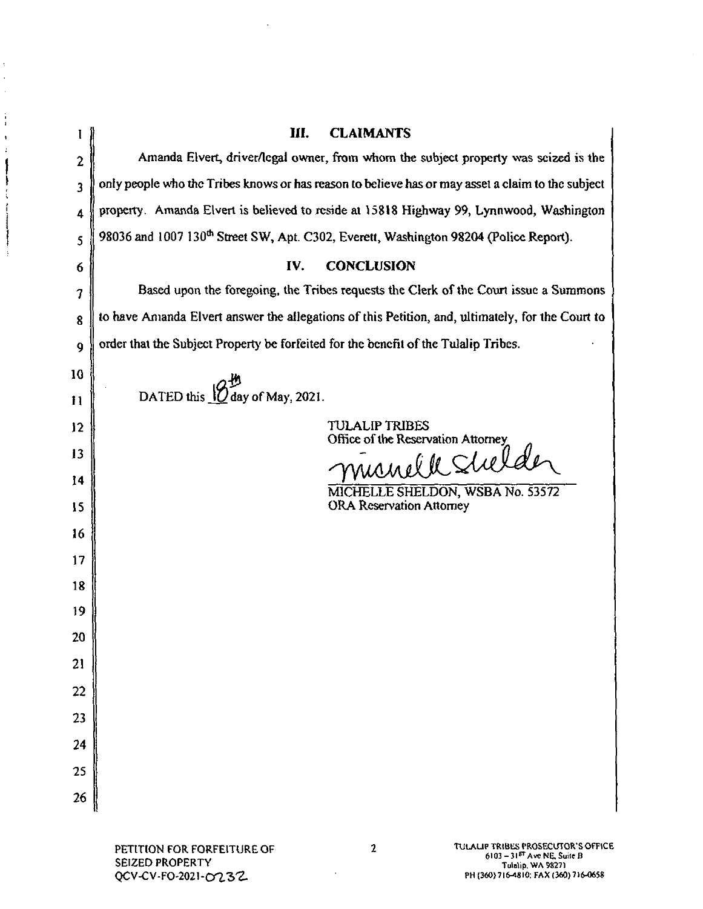## III. CLAIMANTS

Amanda Elvert, driver/legal owner, from whom the subject property was seized is the only people who the Tribes knows or has reason to believe has or may asset a claim to the subject property. Amanda Elvert is believed to reside at 15818 Highway 99, Lynnwood, Washington 98036 and 1007 130th Street SW, Apt. C302, Everett, Washington 98204 (Police Report).

## IV. CONCLUSION

Based upon the foregoing, the Tribes requests the Clerk of the Court issue a Summons to have Amanda Elvert answer the allegations of this Petition, and, ultimately, for the Court to order that the Subject Property be forfeited for the benefit of the Tulalip Tribes.

DATED this 18th day of May, 2021.

TULALIP TRIBES
Office of the Reservation Attorney

Michelle Sheldon

MICHELLE SHELDON, WSBA No. 53572
ORA Reservation Attorney

PETITION FOR FORFEITURE OF SEIZED PROPERTY
QCV-CV-FO-2021-0232

TULALIP TRIBES PROSECUTOR'S OFFICE
6103 – 31ST Ave NE, Suite B
Tulalip, WA 98271
PH (360) 716-4810; FAX (360) 716-0658